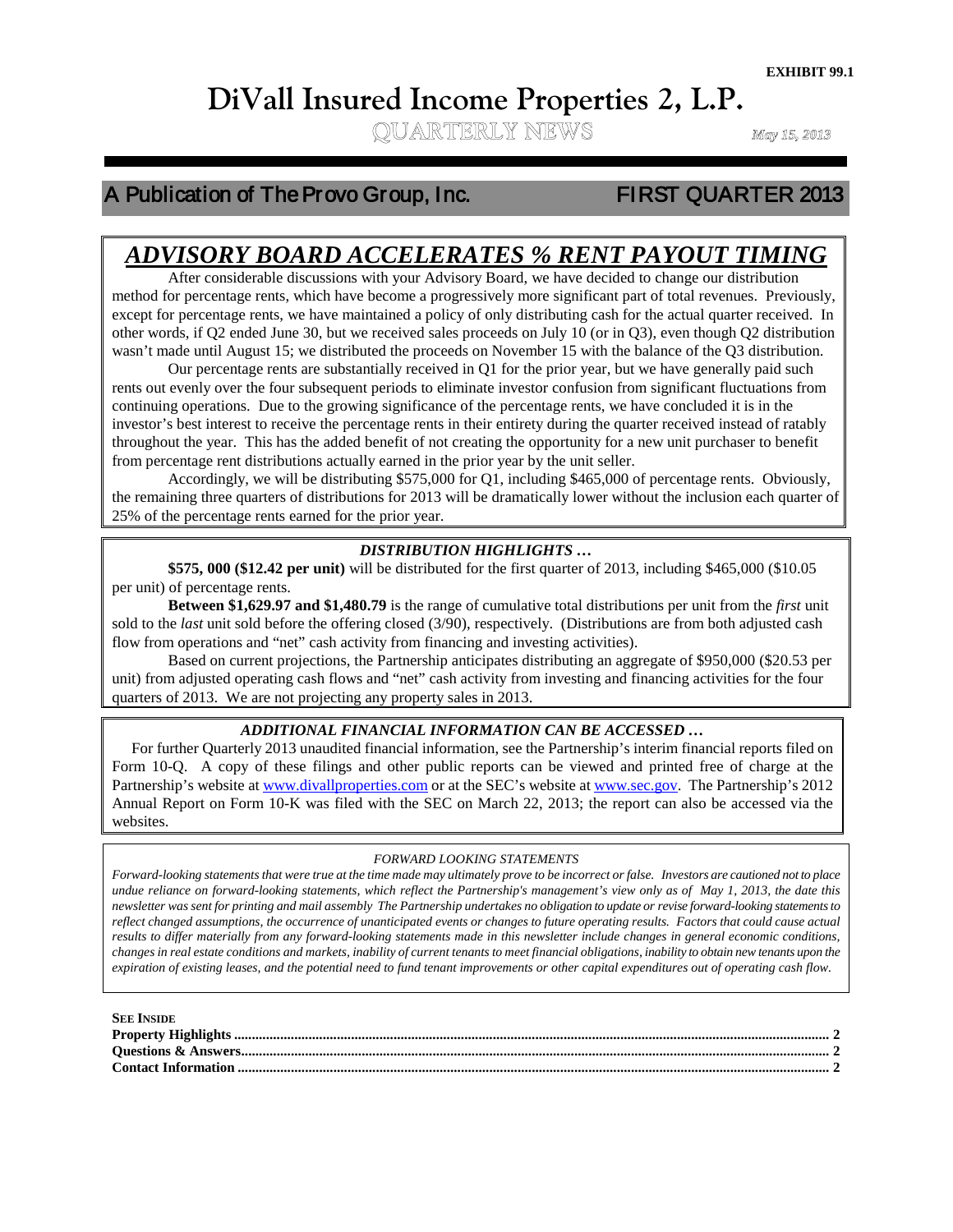**EXHIBIT 99.1**

# DiVall Insured Income Properties 2, L.P.

QUARTERLY NEWS

*May 15, 2013*

## A Publication of The Provo Group, Inc. — FIRST QUARTER 2013

## *ADVISORY BOARD ACCELERATES % RENT PAYOUT TIMING*

After considerable discussions with your Advisory Board, we have decided to change our distribution method for percentage rents, which have become a progressively more significant part of total revenues. Previously, except for percentage rents, we have maintained a policy of only distributing cash for the actual quarter received. In other words, if Q2 ended June 30, but we received sales proceeds on July 10 (or in Q3), even though Q2 distribution wasn't made until August 15; we distributed the proceeds on November 15 with the balance of the Q3 distribution.

Our percentage rents are substantially received in Q1 for the prior year, but we have generally paid such rents out evenly over the four subsequent periods to eliminate investor confusion from significant fluctuations from continuing operations. Due to the growing significance of the percentage rents, we have concluded it is in the investor's best interest to receive the percentage rents in their entirety during the quarter received instead of ratably throughout the year. This has the added benefit of not creating the opportunity for a new unit purchaser to benefit from percentage rent distributions actually earned in the prior year by the unit seller.

Accordingly, we will be distributing $575,000 for Q1, including $465,000 of percentage rents. Obviously, the remaining three quarters of distributions for 2013 will be dramatically lower without the inclusion each quarter of 25% of the percentage rents earned for the prior year.

### *DISTRIBUTION HIGHLIGHTS …*

**$575, 000 ($12.42 per unit)** will be distributed for the first quarter of 2013, including $465,000 ($10.05 per unit) of percentage rents.

**Between $1,629.97 and $1,480.79** is the range of cumulative total distributions per unit from the *first* unit sold to the *last* unit sold before the offering closed (3/90), respectively. (Distributions are from both adjusted cash flow from operations and "net" cash activity from financing and investing activities).

Based on current projections, the Partnership anticipates distributing an aggregate of $950,000 ($20.53 per unit) from adjusted operating cash flows and "net" cash activity from investing and financing activities for the four quarters of 2013. We are not projecting any property sales in 2013.

### *ADDITIONAL FINANCIAL INFORMATION CAN BE ACCESSED …*

For further Quarterly 2013 unaudited financial information, see the Partnership's interim financial reports filed on Form 10-Q. A copy of these filings and other public reports can be viewed and printed free of charge at the Partnership's website at www.divallproperties.com or at the SEC's website at www.sec.gov. The Partnership's 2012 Annual Report on Form 10-K was filed with the SEC on March 22, 2013; the report can also be accessed via the websites.

*FORWARD LOOKING STATEMENTS*

*Forward-looking statements that were true at the time made may ultimately prove to be incorrect or false. Investors are cautioned not to place undue reliance on forward-looking statements, which reflect the Partnership's management's view only as of May 1, 2013, the date this newsletter was sent for printing and mail assembly The Partnership undertakes no obligation to update or revise forward-looking statements to reflect changed assumptions, the occurrence of unanticipated events or changes to future operating results. Factors that could cause actual results to differ materially from any forward-looking statements made in this newsletter include changes in general economic conditions, changes in real estate conditions and markets, inability of current tenants to meet financial obligations, inability to obtain new tenants upon the expiration of existing leases, and the potential need to fund tenant improvements or other capital expenditures out of operating cash flow.*

**SEE INSIDE**

**Property Highlights** .......... **2**
**Questions & Answers** .......... **2**
**Contact Information** .......... **2**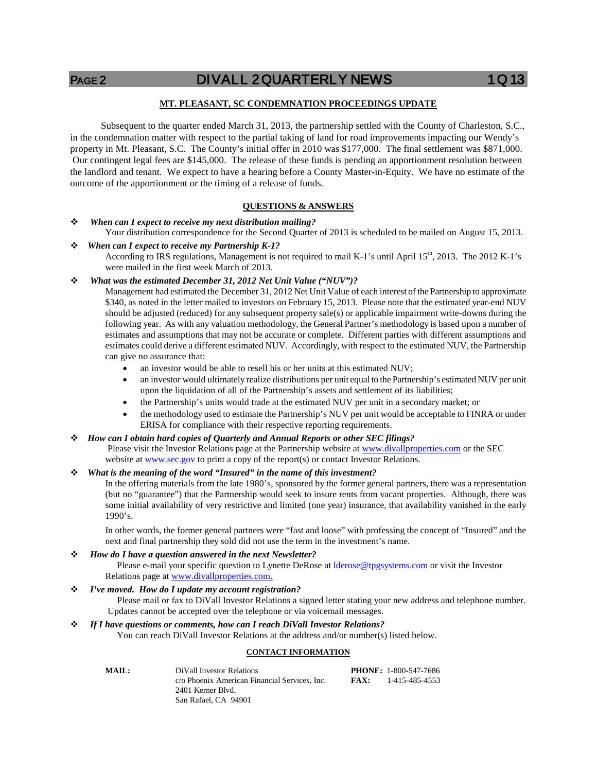## MT. PLEASANT, SC CONDEMNATION PROCEEDINGS UPDATE

Subsequent to the quarter ended March 31, 2013, the partnership settled with the County of Charleston, S.C., in the condemnation matter with respect to the partial taking of land for road improvements impacting our Wendy's property in Mt. Pleasant, S.C. The County's initial offer in 2010 was $177,000. The final settlement was $871,000. Our contingent legal fees are $145,000. The release of these funds is pending an apportionment resolution between the landlord and tenant. We expect to have a hearing before a County Master-in-Equity. We have no estimate of the outcome of the apportionment or the timing of a release of funds.

## QUESTIONS & ANSWERS

- ***When can I expect to receive my next distribution mailing?***
  Your distribution correspondence for the Second Quarter of 2013 is scheduled to be mailed on August 15, 2013.

- ***When can I expect to receive my Partnership K-1?***
  According to IRS regulations, Management is not required to mail K-1's until April 15th, 2013. The 2012 K-1's were mailed in the first week March of 2013.

- ***What was the estimated December 31, 2012 Net Unit Value ("NUV")?***
  Management had estimated the December 31, 2012 Net Unit Value of each interest of the Partnership to approximate $340, as noted in the letter mailed to investors on February 15, 2013. Please note that the estimated year-end NUV should be adjusted (reduced) for any subsequent property sale(s) or applicable impairment write-downs during the following year. As with any valuation methodology, the General Partner's methodology is based upon a number of estimates and assumptions that may not be accurate or complete. Different parties with different assumptions and estimates could derive a different estimated NUV. Accordingly, with respect to the estimated NUV, the Partnership can give no assurance that:
  - an investor would be able to resell his or her units at this estimated NUV;
  - an investor would ultimately realize distributions per unit equal to the Partnership's estimated NUV per unit upon the liquidation of all of the Partnership's assets and settlement of its liabilities;
  - the Partnership's units would trade at the estimated NUV per unit in a secondary market; or
  - the methodology used to estimate the Partnership's NUV per unit would be acceptable to FINRA or under ERISA for compliance with their respective reporting requirements.

- ***How can I obtain hard copies of Quarterly and Annual Reports or other SEC filings?***
  Please visit the Investor Relations page at the Partnership website at www.divallproperties.com or the SEC website at www.sec.gov to print a copy of the report(s) or contact Investor Relations.

- ***What is the meaning of the word "Insured" in the name of this investment?***
  In the offering materials from the late 1980's, sponsored by the former general partners, there was a representation (but no "guarantee") that the Partnership would seek to insure rents from vacant properties. Although, there was some initial availability of very restrictive and limited (one year) insurance, that availability vanished in the early 1990's.

  In other words, the former general partners were "fast and loose" with professing the concept of "Insured" and the next and final partnership they sold did not use the term in the investment's name.

- ***How do I have a question answered in the next Newsletter?***
  Please e-mail your specific question to Lynette DeRose at lderose@tpgsystems.com or visit the Investor Relations page at www.divallproperties.com.

- ***I've moved. How do I update my account registration?***
  Please mail or fax to DiVall Investor Relations a signed letter stating your new address and telephone number. Updates cannot be accepted over the telephone or via voicemail messages.

- ***If I have questions or comments, how can I reach DiVall Investor Relations?***
  You can reach DiVall Investor Relations at the address and/or number(s) listed below.

## CONTACT INFORMATION

**MAIL:**
DiVall Investor Relations
c/o Phoenix American Financial Services, Inc.
2401 Kerner Blvd.
San Rafael, CA 94901

**PHONE:** 1-800-547-7686
**FAX:** 1-415-485-4553